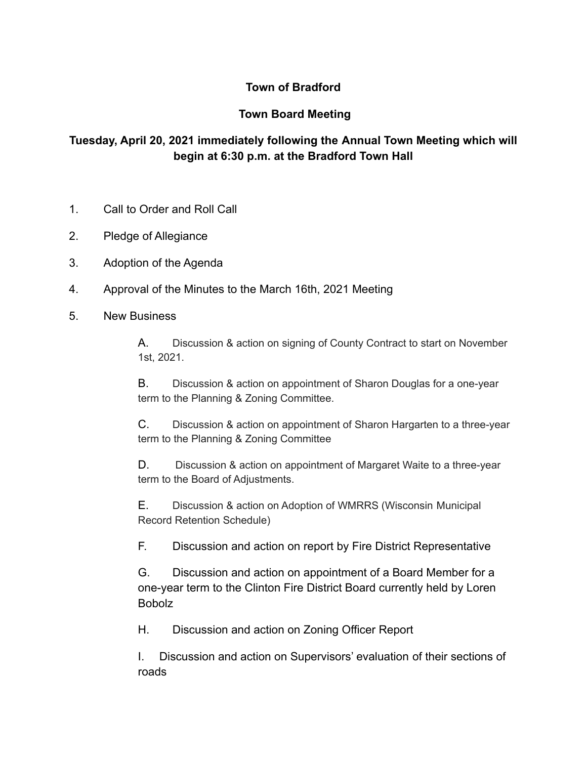**Town of Bradford**

**Town Board Meeting**

**Tuesday, April 20, 2021 immediately following the Annual Town Meeting which will begin at 6:30 p.m. at the Bradford Town Hall**

1. Call to Order and Roll Call
2. Pledge of Allegiance
3. Adoption of the Agenda
4. Approval of the Minutes to the March 16th, 2021 Meeting
5. New Business

   A. Discussion & action on signing of County Contract to start on November 1st, 2021.

   B. Discussion & action on appointment of Sharon Douglas for a one-year term to the Planning & Zoning Committee.

   C. Discussion & action on appointment of Sharon Hargarten to a three-year term to the Planning & Zoning Committee

   D. Discussion & action on appointment of Margaret Waite to a three-year term to the Board of Adjustments.

   E. Discussion & action on Adoption of WMRRS (Wisconsin Municipal Record Retention Schedule)

   F. Discussion and action on report by Fire District Representative

   G. Discussion and action on appointment of a Board Member for a one-year term to the Clinton Fire District Board currently held by Loren Bobolz

   H. Discussion and action on Zoning Officer Report

   I. Discussion and action on Supervisors' evaluation of their sections of roads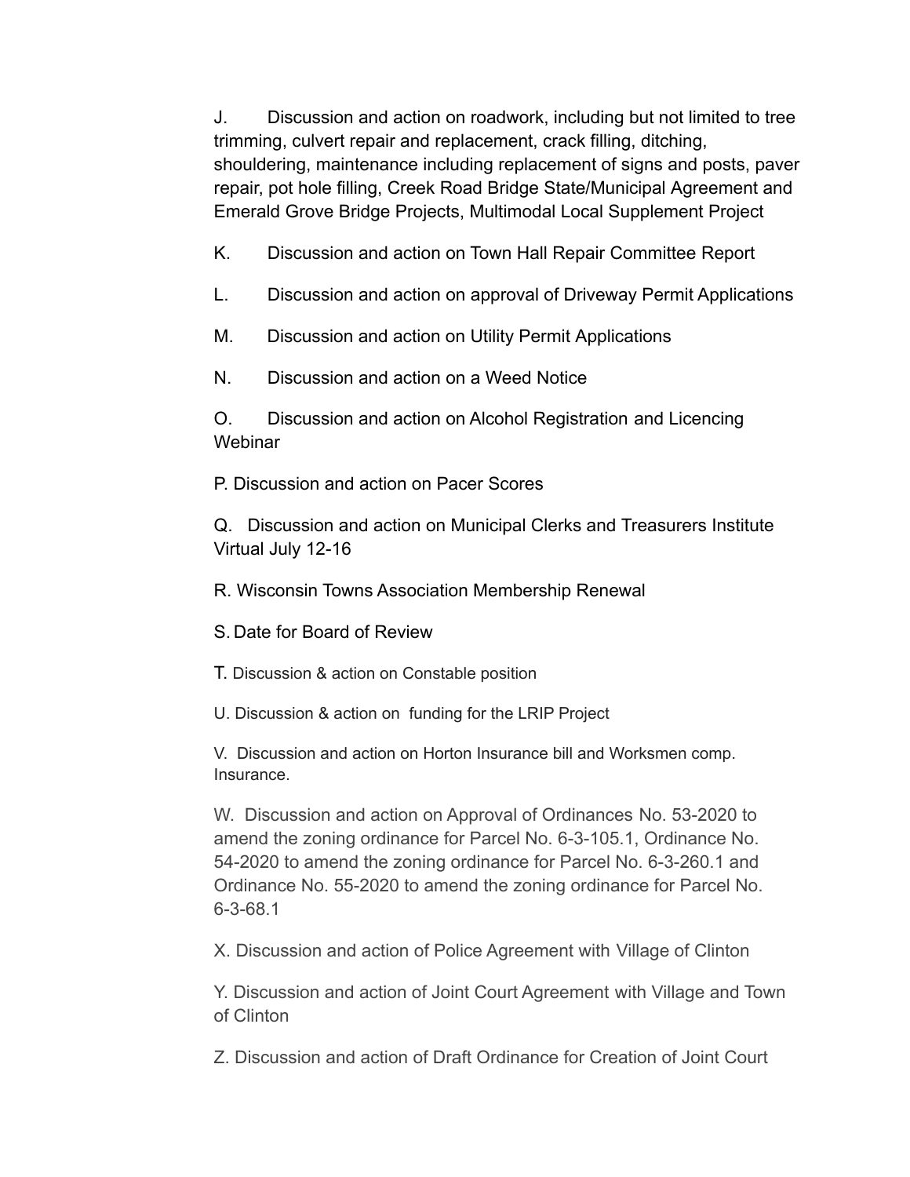J. Discussion and action on roadwork, including but not limited to tree trimming, culvert repair and replacement, crack filling, ditching, shouldering, maintenance including replacement of signs and posts, paver repair, pot hole filling, Creek Road Bridge State/Municipal Agreement and Emerald Grove Bridge Projects, Multimodal Local Supplement Project

K. Discussion and action on Town Hall Repair Committee Report

L. Discussion and action on approval of Driveway Permit Applications

M. Discussion and action on Utility Permit Applications

N. Discussion and action on a Weed Notice

O. Discussion and action on Alcohol Registration and Licencing Webinar

P. Discussion and action on Pacer Scores

Q. Discussion and action on Municipal Clerks and Treasurers Institute Virtual July 12-16

R. Wisconsin Towns Association Membership Renewal

S. Date for Board of Review

T. Discussion & action on Constable position

U. Discussion & action on funding for the LRIP Project

V. Discussion and action on Horton Insurance bill and Worksmen comp. Insurance.

W. Discussion and action on Approval of Ordinances No. 53-2020 to amend the zoning ordinance for Parcel No. 6-3-105.1, Ordinance No. 54-2020 to amend the zoning ordinance for Parcel No. 6-3-260.1 and Ordinance No. 55-2020 to amend the zoning ordinance for Parcel No. 6-3-68.1

X. Discussion and action of Police Agreement with Village of Clinton

Y. Discussion and action of Joint Court Agreement with Village and Town of Clinton

Z. Discussion and action of Draft Ordinance for Creation of Joint Court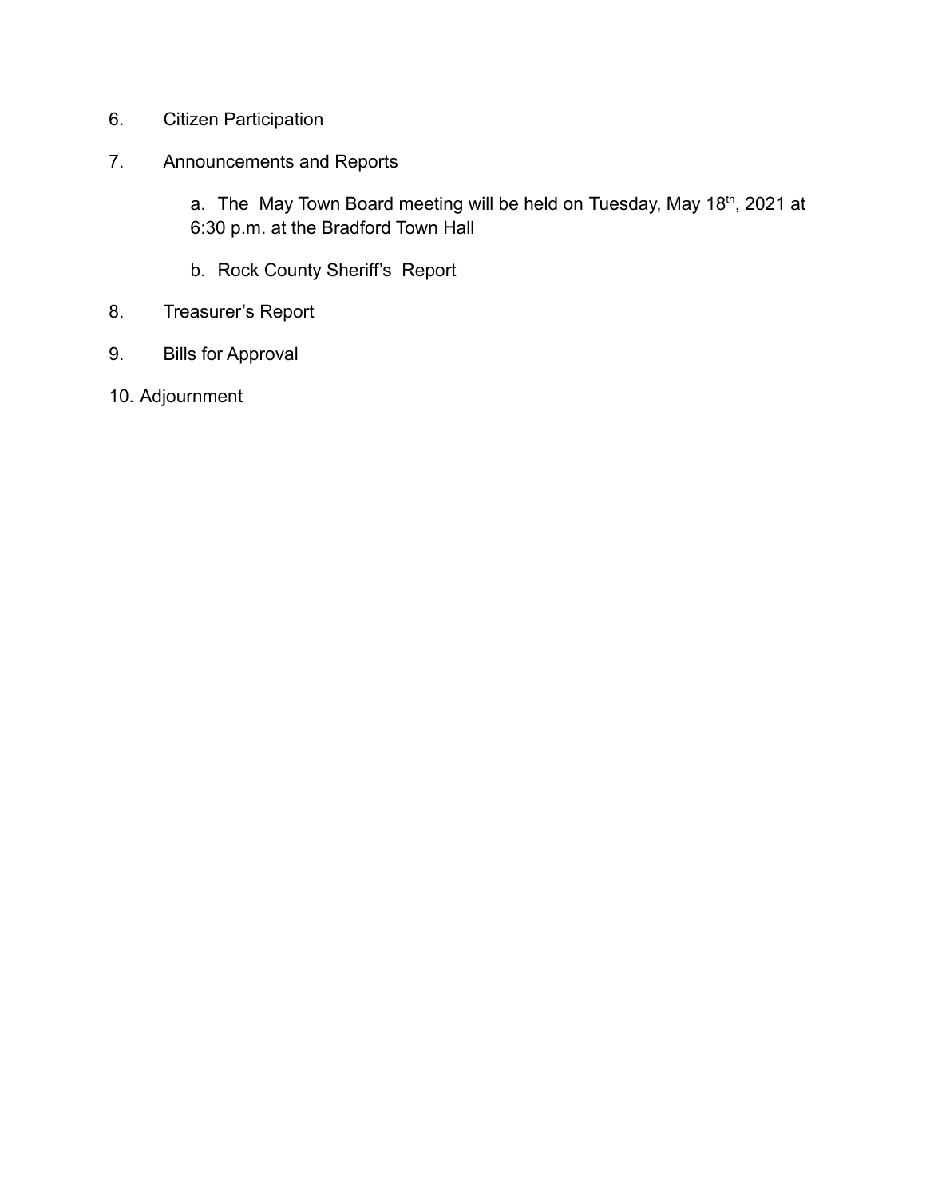6. Citizen Participation

7. Announcements and Reports

   a. The May Town Board meeting will be held on Tuesday, May 18th, 2021 at 6:30 p.m. at the Bradford Town Hall

   b. Rock County Sheriff's Report

8. Treasurer's Report

9. Bills for Approval

10. Adjournment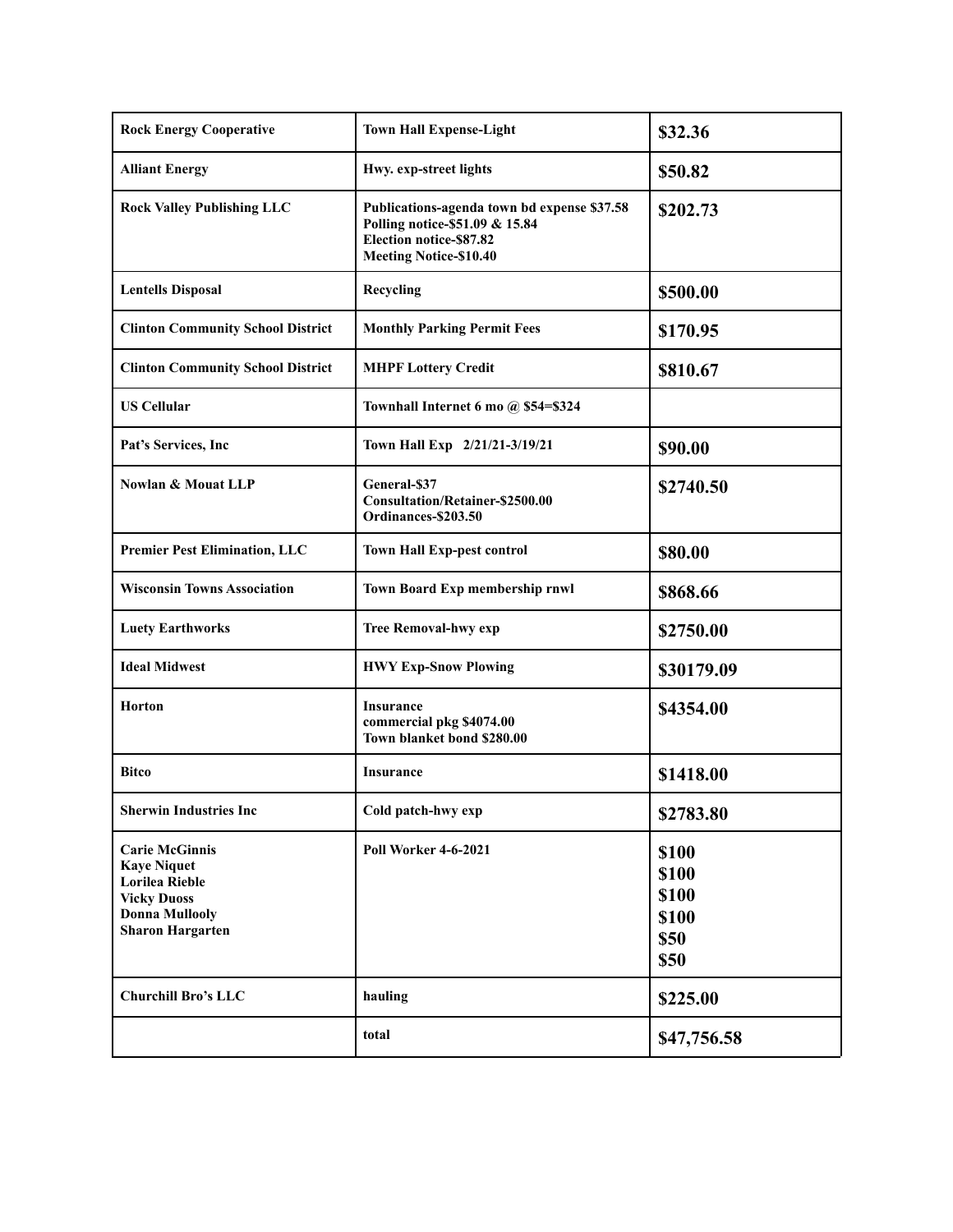| | | |
|---|---|---|
| **Rock Energy Cooperative** | **Town Hall Expense-Light** | **$32.36** |
| **Alliant Energy** | **Hwy. exp-street lights** | **$50.82** |
| **Rock Valley Publishing LLC** | **Publications-agenda town bd expense $37.58**<br>**Polling notice-$51.09 & 15.84**<br>**Election notice-$87.82**<br>**Meeting Notice-$10.40** | **$202.73** |
| **Lentells Disposal** | **Recycling** | **$500.00** |
| **Clinton Community School District** | **Monthly Parking Permit Fees** | **$170.95** |
| **Clinton Community School District** | **MHPF Lottery Credit** | **$810.67** |
| **US Cellular** | **Townhall Internet 6 mo @ $54=$324** | |
| **Pat's Services, Inc** | **Town Hall Exp 2/21/21-3/19/21** | **$90.00** |
| **Nowlan & Mouat LLP** | **General-$37**<br>**Consultation/Retainer-$2500.00**<br>**Ordinances-$203.50** | **$2740.50** |
| **Premier Pest Elimination, LLC** | **Town Hall Exp-pest control** | **$80.00** |
| **Wisconsin Towns Association** | **Town Board Exp membership rnwl** | **$868.66** |
| **Luety Earthworks** | **Tree Removal-hwy exp** | **$2750.00** |
| **Ideal Midwest** | **HWY Exp-Snow Plowing** | **$30179.09** |
| **Horton** | **Insurance**<br>**commercial pkg $4074.00**<br>**Town blanket bond $280.00** | **$4354.00** |
| **Bitco** | **Insurance** | **$1418.00** |
| **Sherwin Industries Inc** | **Cold patch-hwy exp** | **$2783.80** |
| **Carie McGinnis**<br>**Kaye Niquet**<br>**Lorilea Rieble**<br>**Vicky Duoss**<br>**Donna Mullooly**<br>**Sharon Hargarten** | **Poll Worker 4-6-2021** | **$100**<br>**$100**<br>**$100**<br>**$100**<br>**$50**<br>**$50** |
| **Churchill Bro's LLC** | **hauling** | **$225.00** |
| | **total** | **$47,756.58** |